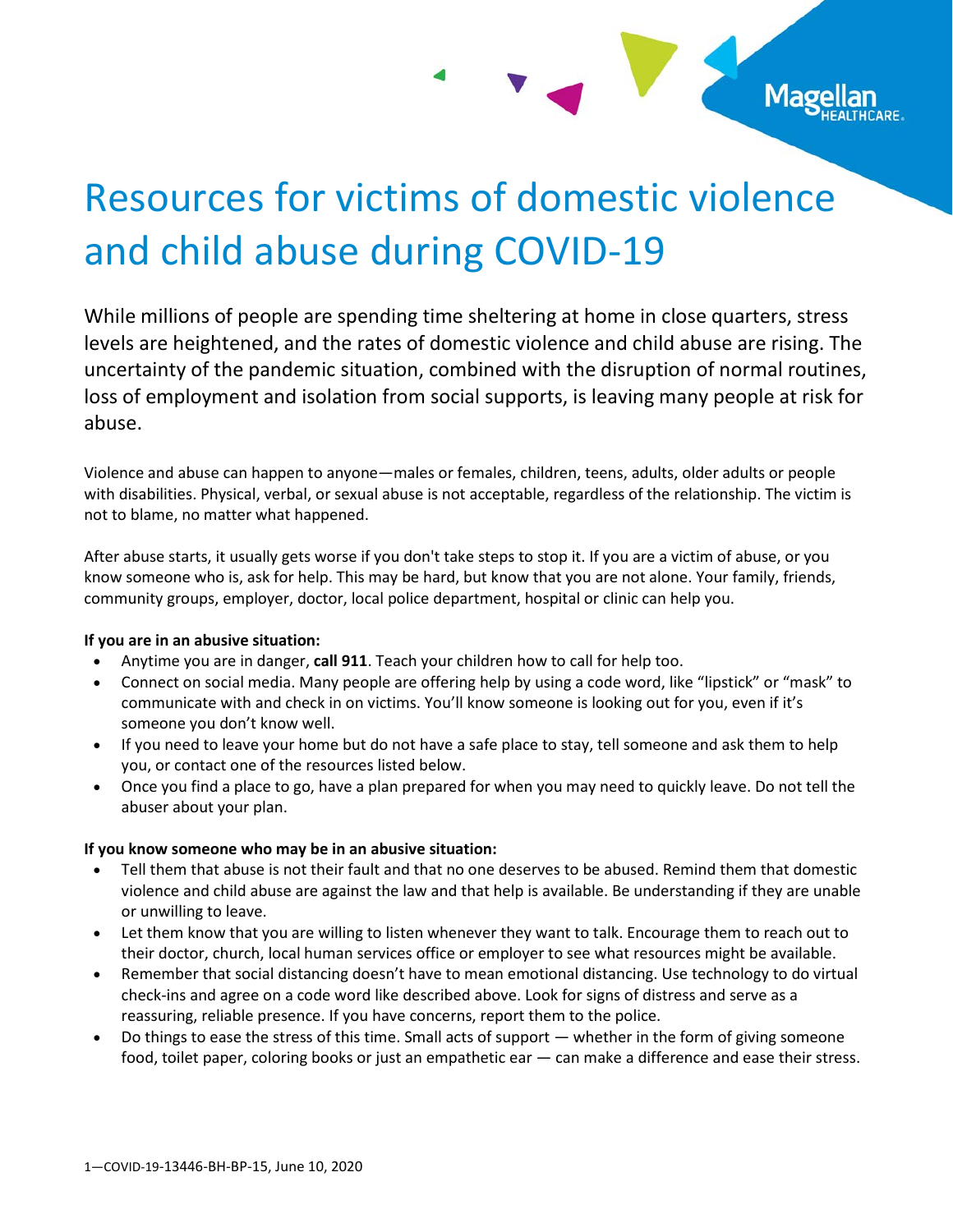# Resources for victims of domestic violence and child abuse during COVID-19

While millions of people are spending time sheltering at home in close quarters, stress levels are heightened, and the rates of domestic violence and child abuse are rising. The uncertainty of the pandemic situation, combined with the disruption of normal routines, loss of employment and isolation from social supports, is leaving many people at risk for abuse.

Violence and abuse can happen to anyone—males or females, children, teens, adults, older adults or people with disabilities. Physical, verbal, or sexual abuse is not acceptable, regardless of the relationship. The victim is not to blame, no matter what happened.

After abuse starts, it usually gets worse if you don't take steps to stop it. If you are a victim of abuse, or you know someone who is, ask for help. This may be hard, but know that you are not alone. Your family, friends, community groups, employer, doctor, local police department, hospital or clinic can help you.

**If you are in an abusive situation:**

- Anytime you are in danger, **call 911**. Teach your children how to call for help too.
- Connect on social media. Many people are offering help by using a code word, like “lipstick” or “mask” to communicate with and check in on victims. You’ll know someone is looking out for you, even if it’s someone you don’t know well.
- If you need to leave your home but do not have a safe place to stay, tell someone and ask them to help you, or contact one of the resources listed below.
- Once you find a place to go, have a plan prepared for when you may need to quickly leave. Do not tell the abuser about your plan.

**If you know someone who may be in an abusive situation:**

- Tell them that abuse is not their fault and that no one deserves to be abused. Remind them that domestic violence and child abuse are against the law and that help is available. Be understanding if they are unable or unwilling to leave.
- Let them know that you are willing to listen whenever they want to talk. Encourage them to reach out to their doctor, church, local human services office or employer to see what resources might be available.
- Remember that social distancing doesn’t have to mean emotional distancing. Use technology to do virtual check-ins and agree on a code word like described above. Look for signs of distress and serve as a reassuring, reliable presence. If you have concerns, report them to the police.
- Do things to ease the stress of this time. Small acts of support — whether in the form of giving someone food, toilet paper, coloring books or just an empathetic ear — can make a difference and ease their stress.

1—COVID-19-13446-BH-BP-15, June 10, 2020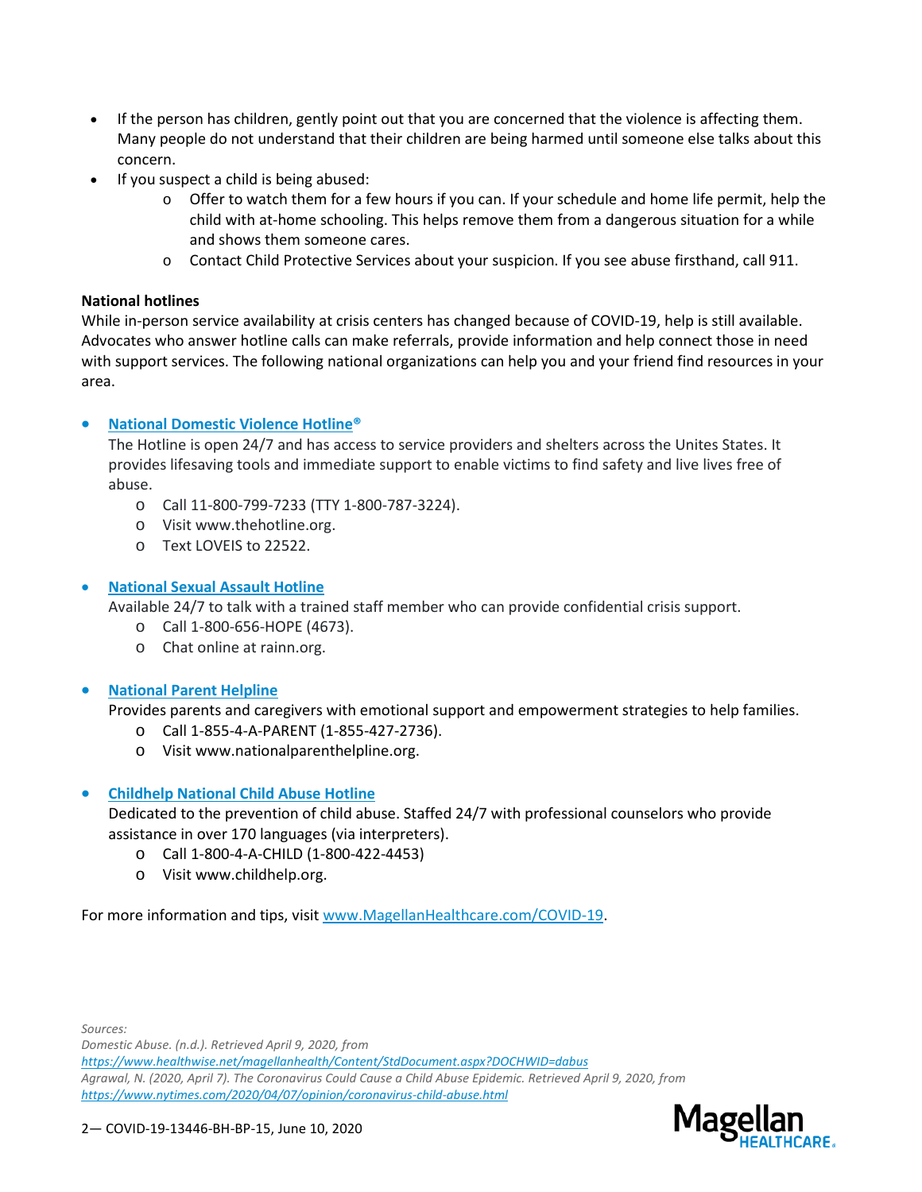- If the person has children, gently point out that you are concerned that the violence is affecting them. Many people do not understand that their children are being harmed until someone else talks about this concern.
- If you suspect a child is being abused:
  - Offer to watch them for a few hours if you can. If your schedule and home life permit, help the child with at-home schooling. This helps remove them from a dangerous situation for a while and shows them someone cares.
  - Contact Child Protective Services about your suspicion. If you see abuse firsthand, call 911.

**National hotlines**

While in-person service availability at crisis centers has changed because of COVID-19, help is still available. Advocates who answer hotline calls can make referrals, provide information and help connect those in need with support services. The following national organizations can help you and your friend find resources in your area.

- **National Domestic Violence Hotline®**
  The Hotline is open 24/7 and has access to service providers and shelters across the Unites States. It provides lifesaving tools and immediate support to enable victims to find safety and live lives free of abuse.
  - Call 11-800-799-7233 (TTY 1-800-787-3224).
  - Visit www.thehotline.org.
  - Text LOVEIS to 22522.

- **National Sexual Assault Hotline**
  Available 24/7 to talk with a trained staff member who can provide confidential crisis support.
  - Call 1-800-656-HOPE (4673).
  - Chat online at rainn.org.

- **National Parent Helpline**
  Provides parents and caregivers with emotional support and empowerment strategies to help families.
  - Call 1-855-4-A-PARENT (1-855-427-2736).
  - Visit www.nationalparenthelpline.org.

- **Childhelp National Child Abuse Hotline**
  Dedicated to the prevention of child abuse. Staffed 24/7 with professional counselors who provide assistance in over 170 languages (via interpreters).
  - Call 1-800-4-A-CHILD (1-800-422-4453)
  - Visit www.childhelp.org.

For more information and tips, visit www.MagellanHealthcare.com/COVID-19.

*Sources:*
*Domestic Abuse. (n.d.). Retrieved April 9, 2020, from https://www.healthwise.net/magellanhealth/Content/StdDocument.aspx?DOCHWID=dabus*
*Agrawal, N. (2020, April 7). The Coronavirus Could Cause a Child Abuse Epidemic. Retrieved April 9, 2020, from https://www.nytimes.com/2020/04/07/opinion/coronavirus-child-abuse.html*

2— COVID-19-13446-BH-BP-15, June 10, 2020

Magellan HEALTHCARE